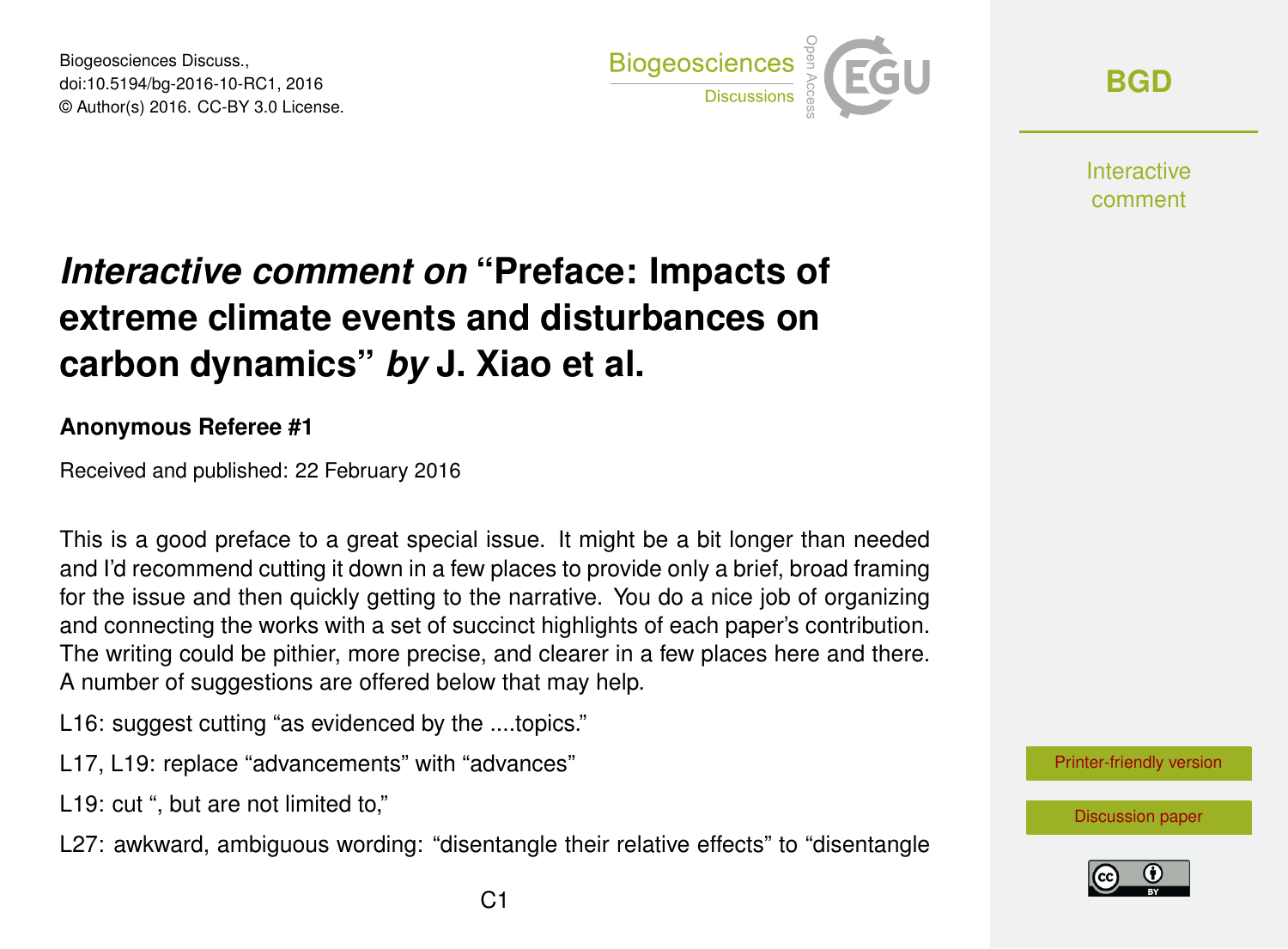# *Interactive comment on* "Preface: Impacts of extreme climate events and disturbances on carbon dynamics" *by* J. Xiao et al.

**Anonymous Referee #1**

Received and published: 22 February 2016

This is a good preface to a great special issue. It might be a bit longer than needed and I'd recommend cutting it down in a few places to provide only a brief, broad framing for the issue and then quickly getting to the narrative. You do a nice job of organizing and connecting the works with a set of succinct highlights of each paper's contribution. The writing could be pithier, more precise, and clearer in a few places here and there. A number of suggestions are offered below that may help.

L16: suggest cutting "as evidenced by the ....topics."

L17, L19: replace "advancements" with "advances"

L19: cut ", but are not limited to,"

L27: awkward, ambiguous wording: "disentangle their relative effects" to "disentangle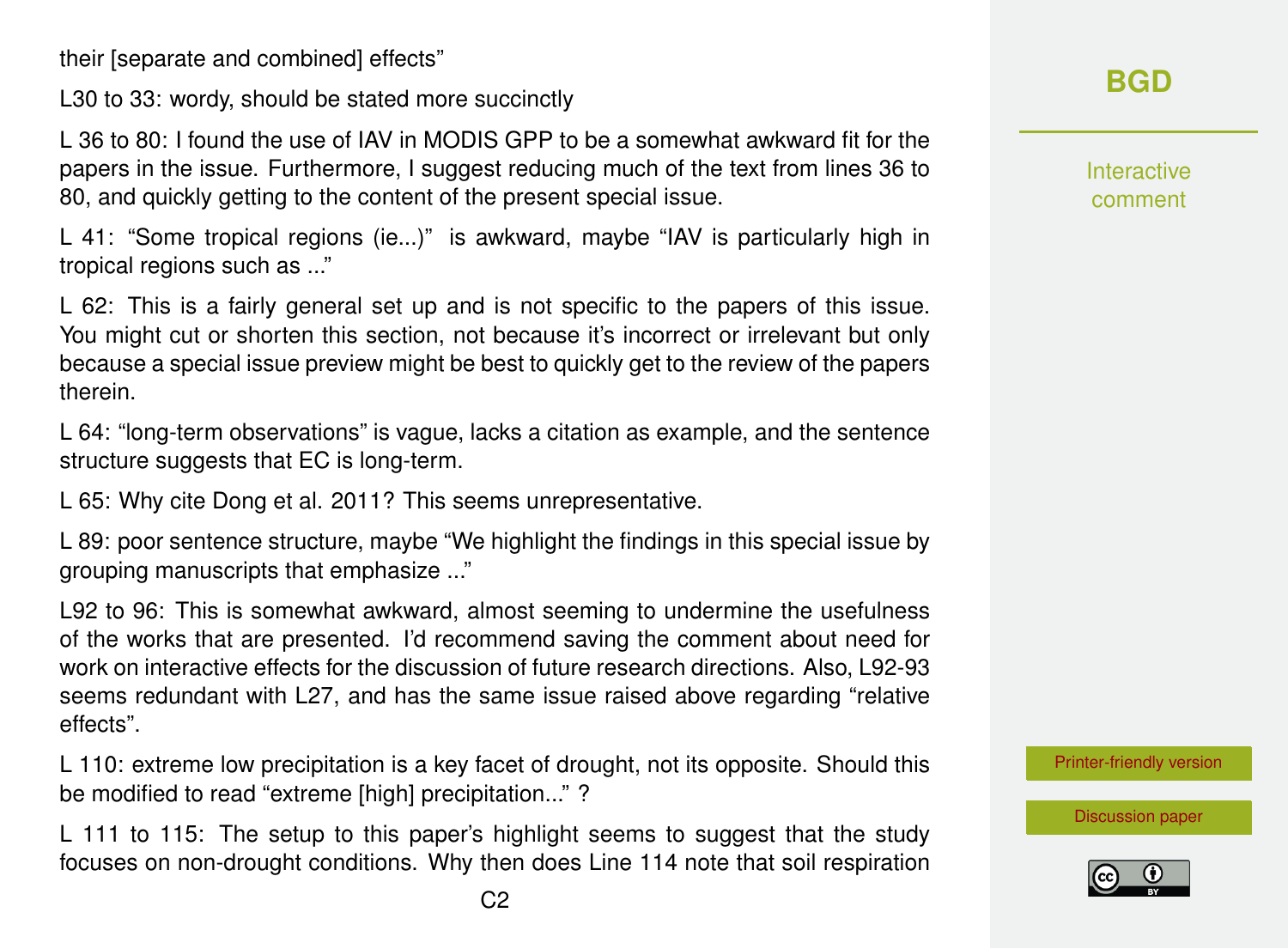their [separate and combined] effects"

L30 to 33: wordy, should be stated more succinctly

L 36 to 80: I found the use of IAV in MODIS GPP to be a somewhat awkward fit for the papers in the issue. Furthermore, I suggest reducing much of the text from lines 36 to 80, and quickly getting to the content of the present special issue.

L 41: "Some tropical regions (ie...)" is awkward, maybe "IAV is particularly high in tropical regions such as ..."

L 62: This is a fairly general set up and is not specific to the papers of this issue. You might cut or shorten this section, not because it's incorrect or irrelevant but only because a special issue preview might be best to quickly get to the review of the papers therein.

L 64: "long-term observations" is vague, lacks a citation as example, and the sentence structure suggests that EC is long-term.

L 65: Why cite Dong et al. 2011? This seems unrepresentative.

L 89: poor sentence structure, maybe "We highlight the findings in this special issue by grouping manuscripts that emphasize ..."

L92 to 96: This is somewhat awkward, almost seeming to undermine the usefulness of the works that are presented. I'd recommend saving the comment about need for work on interactive effects for the discussion of future research directions. Also, L92-93 seems redundant with L27, and has the same issue raised above regarding "relative effects".

L 110: extreme low precipitation is a key facet of drought, not its opposite. Should this be modified to read "extreme [high] precipitation..." ?

L 111 to 115: The setup to this paper's highlight seems to suggest that the study focuses on non-drought conditions. Why then does Line 114 note that soil respiration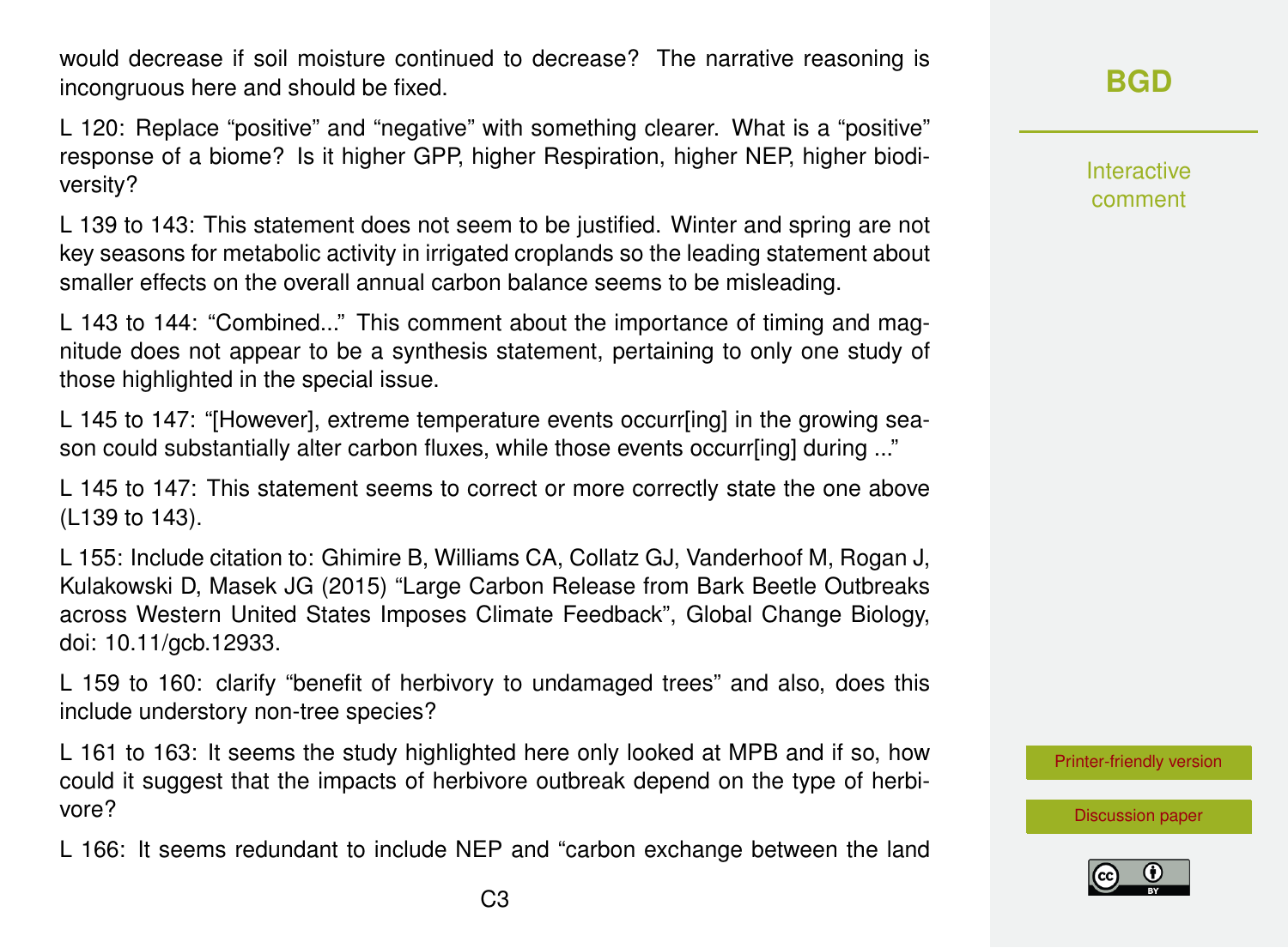would decrease if soil moisture continued to decrease? The narrative reasoning is incongruous here and should be fixed.

L 120: Replace "positive" and "negative" with something clearer. What is a "positive" response of a biome? Is it higher GPP, higher Respiration, higher NEP, higher biodiversity?

L 139 to 143: This statement does not seem to be justified. Winter and spring are not key seasons for metabolic activity in irrigated croplands so the leading statement about smaller effects on the overall annual carbon balance seems to be misleading.

L 143 to 144: "Combined..." This comment about the importance of timing and magnitude does not appear to be a synthesis statement, pertaining to only one study of those highlighted in the special issue.

L 145 to 147: "[However], extreme temperature events occurr[ing] in the growing season could substantially alter carbon fluxes, while those events occurr[ing] during ..."

L 145 to 147: This statement seems to correct or more correctly state the one above (L139 to 143).

L 155: Include citation to: Ghimire B, Williams CA, Collatz GJ, Vanderhoof M, Rogan J, Kulakowski D, Masek JG (2015) "Large Carbon Release from Bark Beetle Outbreaks across Western United States Imposes Climate Feedback", Global Change Biology, doi: 10.11/gcb.12933.

L 159 to 160: clarify "benefit of herbivory to undamaged trees" and also, does this include understory non-tree species?

L 161 to 163: It seems the study highlighted here only looked at MPB and if so, how could it suggest that the impacts of herbivore outbreak depend on the type of herbivore?

L 166: It seems redundant to include NEP and "carbon exchange between the land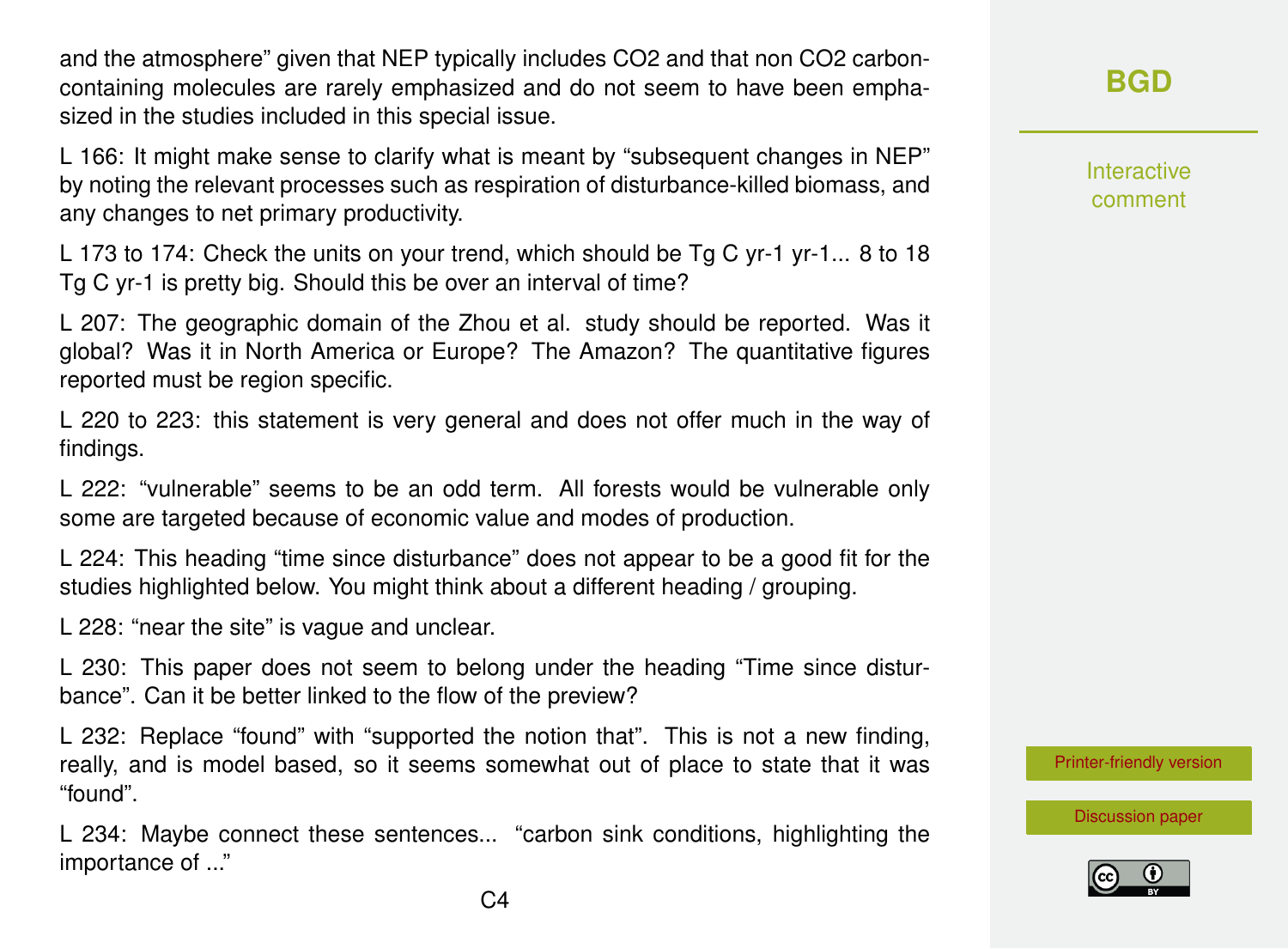and the atmosphere" given that NEP typically includes $CO_2$ and that non $CO_2$ carbon-containing molecules are rarely emphasized and do not seem to have been emphasized in the studies included in this special issue.

L 166: It might make sense to clarify what is meant by "subsequent changes in NEP" by noting the relevant processes such as respiration of disturbance-killed biomass, and any changes to net primary productivity.

L 173 to 174: Check the units on your trend, which should be Tg C $yr^{-1}$ $yr^{-1}$... 8 to 18 Tg C $yr^{-1}$ is pretty big. Should this be over an interval of time?

L 207: The geographic domain of the Zhou et al. study should be reported. Was it global? Was it in North America or Europe? The Amazon? The quantitative figures reported must be region specific.

L 220 to 223: this statement is very general and does not offer much in the way of findings.

L 222: "vulnerable" seems to be an odd term. All forests would be vulnerable only some are targeted because of economic value and modes of production.

L 224: This heading "time since disturbance" does not appear to be a good fit for the studies highlighted below. You might think about a different heading / grouping.

L 228: "near the site" is vague and unclear.

L 230: This paper does not seem to belong under the heading "Time since disturbance". Can it be better linked to the flow of the preview?

L 232: Replace "found" with "supported the notion that". This is not a new finding, really, and is model based, so it seems somewhat out of place to state that it was "found".

L 234: Maybe connect these sentences... "carbon sink conditions, highlighting the importance of ..."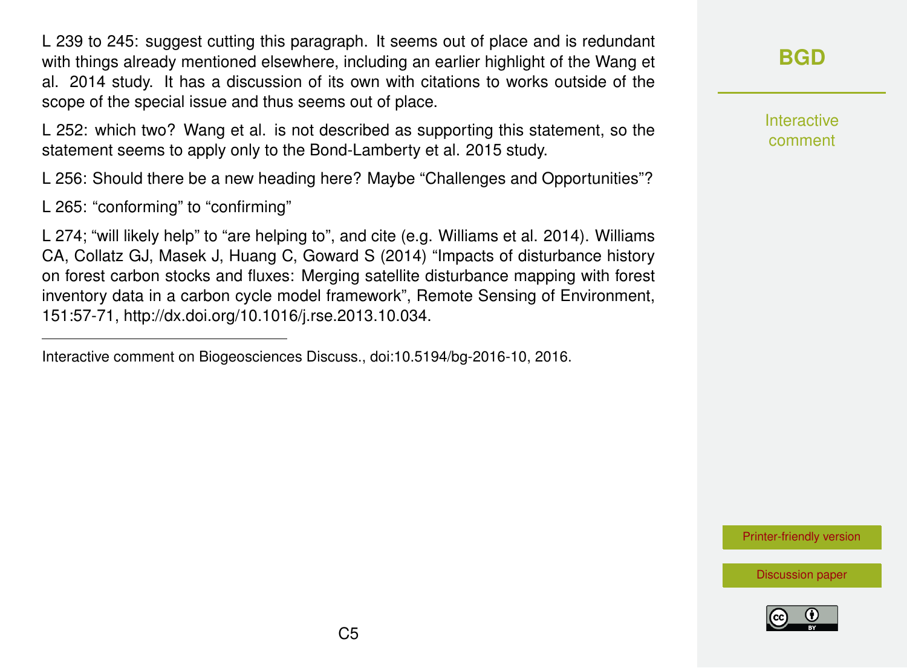L 239 to 245: suggest cutting this paragraph. It seems out of place and is redundant with things already mentioned elsewhere, including an earlier highlight of the Wang et al. 2014 study. It has a discussion of its own with citations to works outside of the scope of the special issue and thus seems out of place.

L 252: which two? Wang et al. is not described as supporting this statement, so the statement seems to apply only to the Bond-Lamberty et al. 2015 study.

L 256: Should there be a new heading here? Maybe "Challenges and Opportunities"?

L 265: "conforming" to "confirming"

L 274; "will likely help" to "are helping to", and cite (e.g. Williams et al. 2014). Williams CA, Collatz GJ, Masek J, Huang C, Goward S (2014) "Impacts of disturbance history on forest carbon stocks and fluxes: Merging satellite disturbance mapping with forest inventory data in a carbon cycle model framework", Remote Sensing of Environment, 151:57-71, http://dx.doi.org/10.1016/j.rse.2013.10.034.

---

Interactive comment on Biogeosciences Discuss., doi:10.5194/bg-2016-10, 2016.